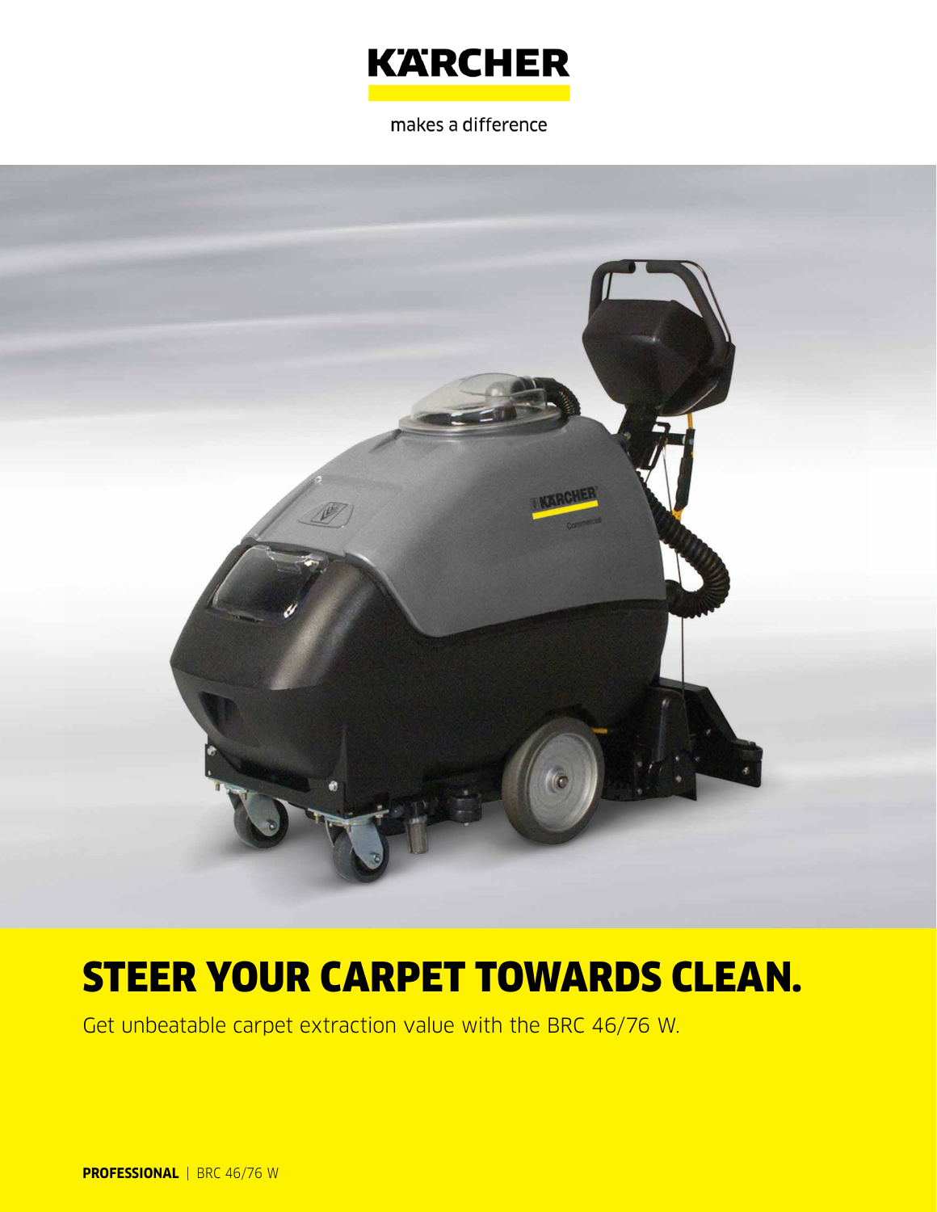KÄRCHER

makes a difference

# STEER YOUR CARPET TOWARDS CLEAN.

Get unbeatable carpet extraction value with the BRC 46/76 W.

**PROFESSIONAL** | BRC 46/76 W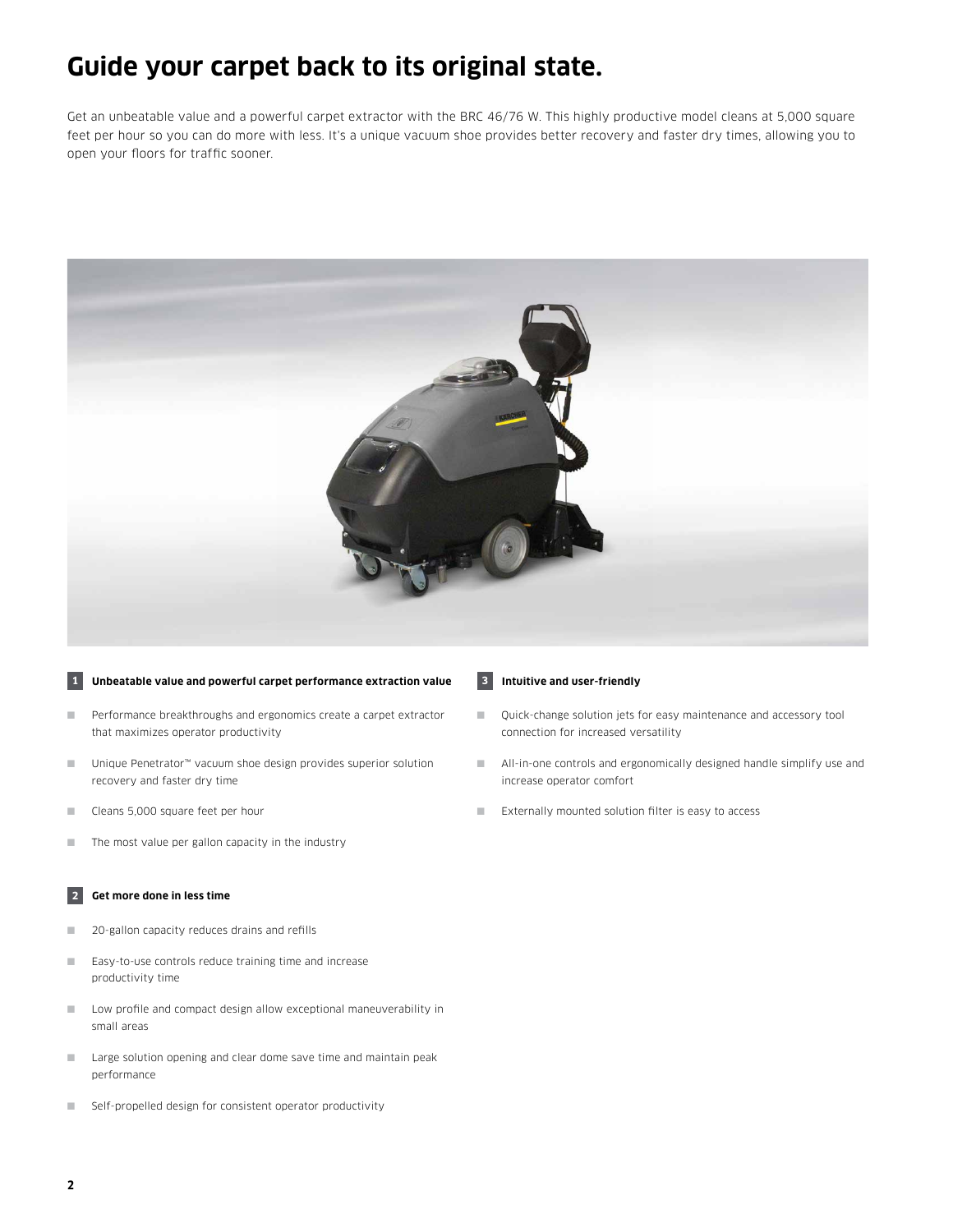# Guide your carpet back to its original state.

Get an unbeatable value and a powerful carpet extractor with the BRC 46/76 W. This highly productive model cleans at 5,000 square feet per hour so you can do more with less. It's a unique vacuum shoe provides better recovery and faster dry times, allowing you to open your floors for traffic sooner.

### 1 Unbeatable value and powerful carpet performance extraction value

- Performance breakthroughs and ergonomics create a carpet extractor that maximizes operator productivity
- Unique Penetrator™ vacuum shoe design provides superior solution recovery and faster dry time
- Cleans 5,000 square feet per hour
- The most value per gallon capacity in the industry

### 2 Get more done in less time

- 20-gallon capacity reduces drains and refills
- Easy-to-use controls reduce training time and increase productivity time
- Low profile and compact design allow exceptional maneuverability in small areas
- Large solution opening and clear dome save time and maintain peak performance
- Self-propelled design for consistent operator productivity

### 3 Intuitive and user-friendly

- Quick-change solution jets for easy maintenance and accessory tool connection for increased versatility
- All-in-one controls and ergonomically designed handle simplify use and increase operator comfort
- Externally mounted solution filter is easy to access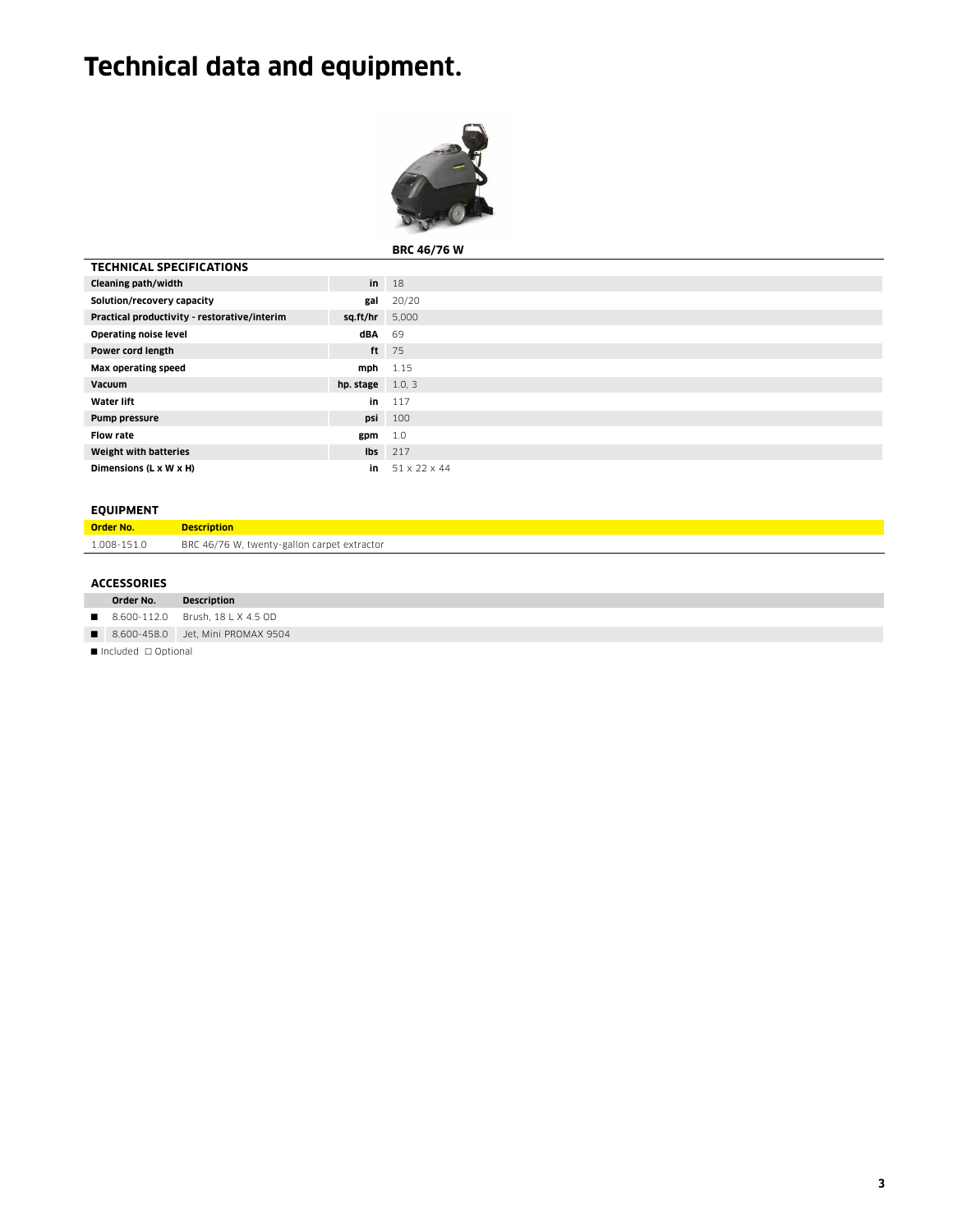# Technical data and equipment.

**BRC 46/76 W**

| TECHNICAL SPECIFICATIONS | | |
|---|---|---|
| **Cleaning path/width** | **in** | 18 |
| **Solution/recovery capacity** | **gal** | 20/20 |
| **Practical productivity - restorative/interim** | **sq.ft/hr** | 5,000 |
| **Operating noise level** | **dBA** | 69 |
| **Power cord length** | **ft** | 75 |
| **Max operating speed** | **mph** | 1.15 |
| **Vacuum** | **hp. stage** | 1.0, 3 |
| **Water lift** | **in** | 117 |
| **Pump pressure** | **psi** | 100 |
| **Flow rate** | **gpm** | 1.0 |
| **Weight with batteries** | **lbs** | 217 |
| **Dimensions (L x W x H)** | **in** | 51 x 22 x 44 |

## EQUIPMENT

| Order No. | Description |
|---|---|
| 1.008-151.0 | BRC 46/76 W, twenty-gallon carpet extractor |

## ACCESSORIES

| | Order No. | Description |
|---|---|---|
| ■ | 8.600-112.0 | Brush, 18 L X 4.5 OD |
| ■ | 8.600-458.0 | Jet, Mini PROMAX 9504 |

■ Included □ Optional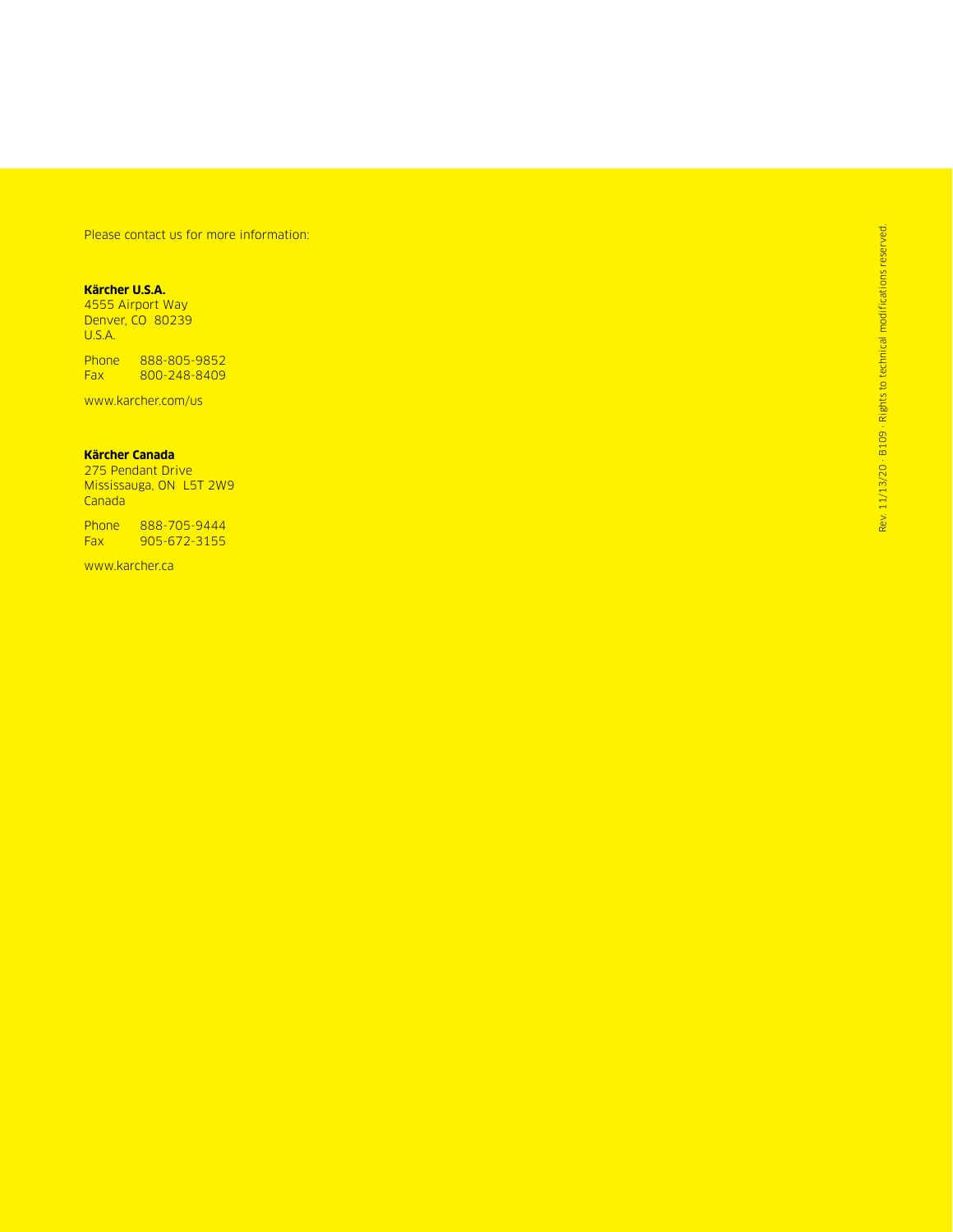Please contact us for more information:

**Kärcher U.S.A.**
4555 Airport Way
Denver, CO 80239
U.S.A.

Phone 888-805-9852
Fax 800-248-8409

www.karcher.com/us

**Kärcher Canada**
275 Pendant Drive
Mississauga, ON L5T 2W9
Canada

Phone 888-705-9444
Fax 905-672-3155

www.karcher.ca

Rev. 11/13/20 · B109 · Rights to technical modifications reserved.